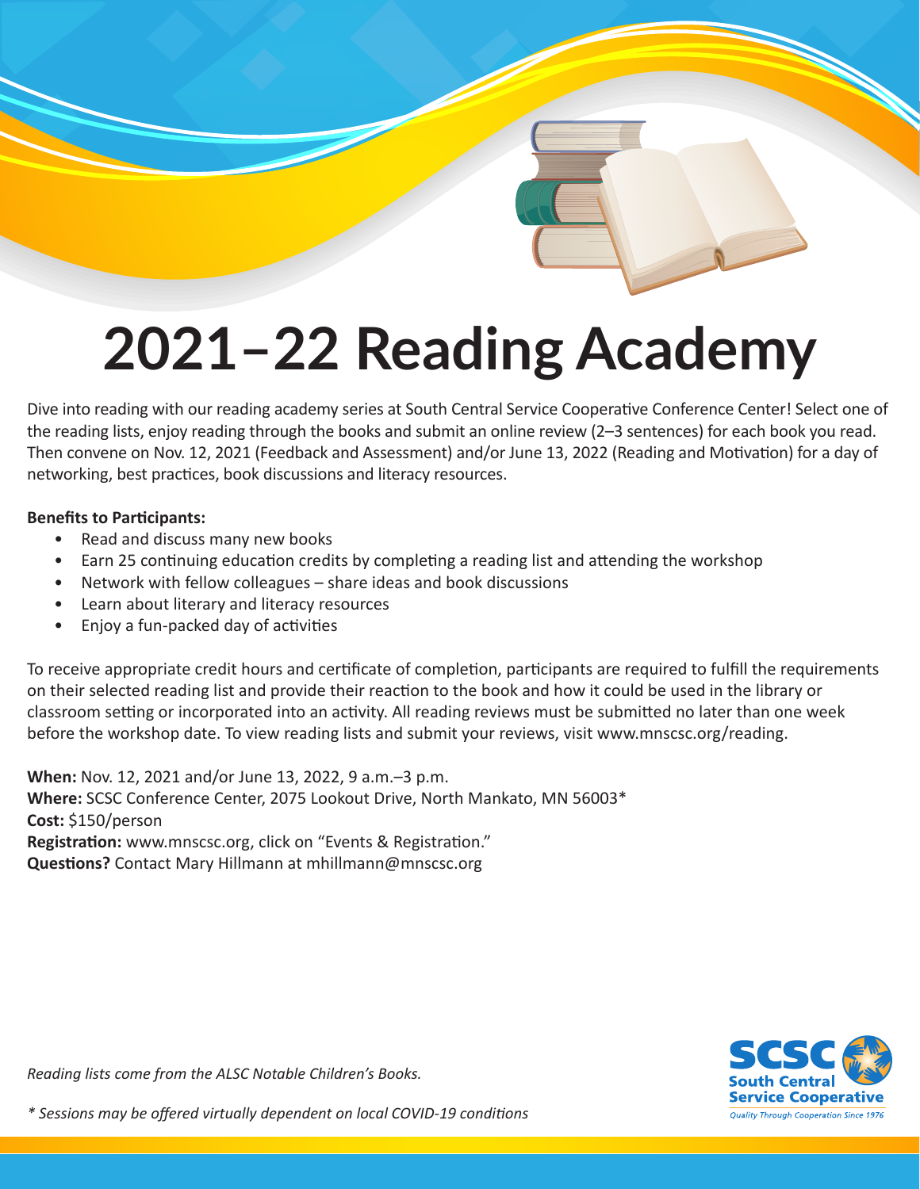# 2021–22 Reading Academy

Dive into reading with our reading academy series at South Central Service Cooperative Conference Center! Select one of the reading lists, enjoy reading through the books and submit an online review (2–3 sentences) for each book you read. Then convene on Nov. 12, 2021 (Feedback and Assessment) and/or June 13, 2022 (Reading and Motivation) for a day of networking, best practices, book discussions and literacy resources.

**Benefits to Participants:**

- Read and discuss many new books
- Earn 25 continuing education credits by completing a reading list and attending the workshop
- Network with fellow colleagues – share ideas and book discussions
- Learn about literary and literacy resources
- Enjoy a fun-packed day of activities

To receive appropriate credit hours and certificate of completion, participants are required to fulfill the requirements on their selected reading list and provide their reaction to the book and how it could be used in the library or classroom setting or incorporated into an activity. All reading reviews must be submitted no later than one week before the workshop date. To view reading lists and submit your reviews, visit www.mnscsc.org/reading.

**When:** Nov. 12, 2021 and/or June 13, 2022, 9 a.m.–3 p.m.
**Where:** SCSC Conference Center, 2075 Lookout Drive, North Mankato, MN 56003*
**Cost:** $150/person
**Registration:** www.mnscsc.org, click on "Events & Registration."
**Questions?** Contact Mary Hillmann at mhillmann@mnscsc.org

*Reading lists come from the ALSC Notable Children's Books.*

*\* Sessions may be offered virtually dependent on local COVID-19 conditions*

SCSC
South Central Service Cooperative
*Quality Through Cooperation Since 1976*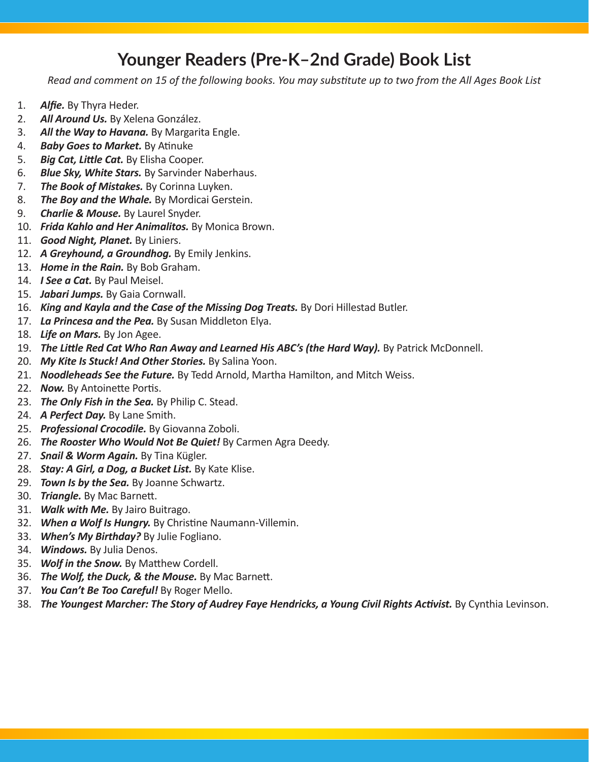# Younger Readers (Pre-K–2nd Grade) Book List

*Read and comment on 15 of the following books. You may substitute up to two from the All Ages Book List*

1. ***Alfie.*** By Thyra Heder.
2. ***All Around Us.*** By Xelena González.
3. ***All the Way to Havana.*** By Margarita Engle.
4. ***Baby Goes to Market.*** By Atinuke
5. ***Big Cat, Little Cat.*** By Elisha Cooper.
6. ***Blue Sky, White Stars.*** By Sarvinder Naberhaus.
7. ***The Book of Mistakes.*** By Corinna Luyken.
8. ***The Boy and the Whale.*** By Mordicai Gerstein.
9. ***Charlie & Mouse.*** By Laurel Snyder.
10. ***Frida Kahlo and Her Animalitos.*** By Monica Brown.
11. ***Good Night, Planet.*** By Liniers.
12. ***A Greyhound, a Groundhog.*** By Emily Jenkins.
13. ***Home in the Rain.*** By Bob Graham.
14. ***I See a Cat.*** By Paul Meisel.
15. ***Jabari Jumps.*** By Gaia Cornwall.
16. ***King and Kayla and the Case of the Missing Dog Treats.*** By Dori Hillestad Butler.
17. ***La Princesa and the Pea.*** By Susan Middleton Elya.
18. ***Life on Mars.*** By Jon Agee.
19. ***The Little Red Cat Who Ran Away and Learned His ABC's (the Hard Way).*** By Patrick McDonnell.
20. ***My Kite Is Stuck! And Other Stories.*** By Salina Yoon.
21. ***Noodleheads See the Future.*** By Tedd Arnold, Martha Hamilton, and Mitch Weiss.
22. ***Now.*** By Antoinette Portis.
23. ***The Only Fish in the Sea.*** By Philip C. Stead.
24. ***A Perfect Day.*** By Lane Smith.
25. ***Professional Crocodile.*** By Giovanna Zoboli.
26. ***The Rooster Who Would Not Be Quiet!*** By Carmen Agra Deedy.
27. ***Snail & Worm Again.*** By Tina Kügler.
28. ***Stay: A Girl, a Dog, a Bucket List.*** By Kate Klise.
29. ***Town Is by the Sea.*** By Joanne Schwartz.
30. ***Triangle.*** By Mac Barnett.
31. ***Walk with Me.*** By Jairo Buitrago.
32. ***When a Wolf Is Hungry.*** By Christine Naumann-Villemin.
33. ***When's My Birthday?*** By Julie Fogliano.
34. ***Windows.*** By Julia Denos.
35. ***Wolf in the Snow.*** By Matthew Cordell.
36. ***The Wolf, the Duck, & the Mouse.*** By Mac Barnett.
37. ***You Can't Be Too Careful!*** By Roger Mello.
38. ***The Youngest Marcher: The Story of Audrey Faye Hendricks, a Young Civil Rights Activist.*** By Cynthia Levinson.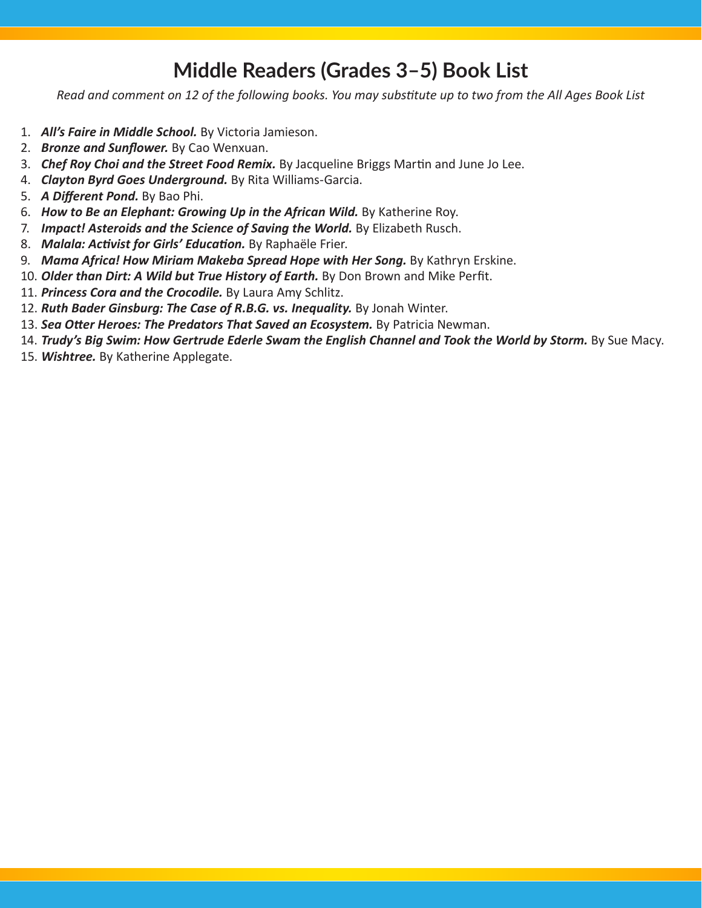# Middle Readers (Grades 3–5) Book List

*Read and comment on 12 of the following books. You may substitute up to two from the All Ages Book List*

1. ***All's Faire in Middle School.*** By Victoria Jamieson.
2. ***Bronze and Sunflower.*** By Cao Wenxuan.
3. ***Chef Roy Choi and the Street Food Remix.*** By Jacqueline Briggs Martin and June Jo Lee.
4. ***Clayton Byrd Goes Underground.*** By Rita Williams-Garcia.
5. ***A Different Pond.*** By Bao Phi.
6. ***How to Be an Elephant: Growing Up in the African Wild.*** By Katherine Roy.
7. ***Impact! Asteroids and the Science of Saving the World.*** By Elizabeth Rusch.
8. ***Malala: Activist for Girls' Education.*** By Raphaële Frier.
9. ***Mama Africa! How Miriam Makeba Spread Hope with Her Song.*** By Kathryn Erskine.
10. ***Older than Dirt: A Wild but True History of Earth.*** By Don Brown and Mike Perfit.
11. ***Princess Cora and the Crocodile.*** By Laura Amy Schlitz.
12. ***Ruth Bader Ginsburg: The Case of R.B.G. vs. Inequality.*** By Jonah Winter.
13. ***Sea Otter Heroes: The Predators That Saved an Ecosystem.*** By Patricia Newman.
14. ***Trudy's Big Swim: How Gertrude Ederle Swam the English Channel and Took the World by Storm.*** By Sue Macy.
15. ***Wishtree.*** By Katherine Applegate.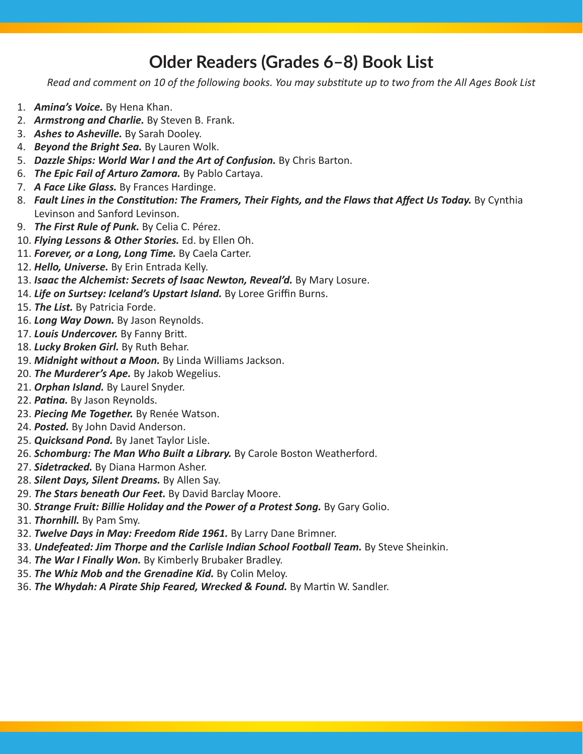# Older Readers (Grades 6–8) Book List

*Read and comment on 10 of the following books. You may substitute up to two from the All Ages Book List*

1. ***Amina's Voice.*** By Hena Khan.
2. ***Armstrong and Charlie.*** By Steven B. Frank.
3. ***Ashes to Asheville.*** By Sarah Dooley.
4. ***Beyond the Bright Sea.*** By Lauren Wolk.
5. ***Dazzle Ships: World War I and the Art of Confusion.*** By Chris Barton.
6. ***The Epic Fail of Arturo Zamora.*** By Pablo Cartaya.
7. ***A Face Like Glass.*** By Frances Hardinge.
8. ***Fault Lines in the Constitution: The Framers, Their Fights, and the Flaws that Affect Us Today.*** By Cynthia Levinson and Sanford Levinson.
9. ***The First Rule of Punk.*** By Celia C. Pérez.
10. ***Flying Lessons & Other Stories.*** Ed. by Ellen Oh.
11. ***Forever, or a Long, Long Time.*** By Caela Carter.
12. ***Hello, Universe.*** By Erin Entrada Kelly.
13. ***Isaac the Alchemist: Secrets of Isaac Newton, Reveal'd.*** By Mary Losure.
14. ***Life on Surtsey: Iceland's Upstart Island.*** By Loree Griffin Burns.
15. ***The List.*** By Patricia Forde.
16. ***Long Way Down.*** By Jason Reynolds.
17. ***Louis Undercover.*** By Fanny Britt.
18. ***Lucky Broken Girl.*** By Ruth Behar.
19. ***Midnight without a Moon.*** By Linda Williams Jackson.
20. ***The Murderer's Ape.*** By Jakob Wegelius.
21. ***Orphan Island.*** By Laurel Snyder.
22. ***Patina.*** By Jason Reynolds.
23. ***Piecing Me Together.*** By Renée Watson.
24. ***Posted.*** By John David Anderson.
25. ***Quicksand Pond.*** By Janet Taylor Lisle.
26. ***Schomburg: The Man Who Built a Library.*** By Carole Boston Weatherford.
27. ***Sidetracked.*** By Diana Harmon Asher.
28. ***Silent Days, Silent Dreams.*** By Allen Say.
29. ***The Stars beneath Our Feet.*** By David Barclay Moore.
30. ***Strange Fruit: Billie Holiday and the Power of a Protest Song.*** By Gary Golio.
31. ***Thornhill.*** By Pam Smy.
32. ***Twelve Days in May: Freedom Ride 1961.*** By Larry Dane Brimner.
33. ***Undefeated: Jim Thorpe and the Carlisle Indian School Football Team.*** By Steve Sheinkin.
34. ***The War I Finally Won.*** By Kimberly Brubaker Bradley.
35. ***The Whiz Mob and the Grenadine Kid.*** By Colin Meloy.
36. ***The Whydah: A Pirate Ship Feared, Wrecked & Found.*** By Martin W. Sandler.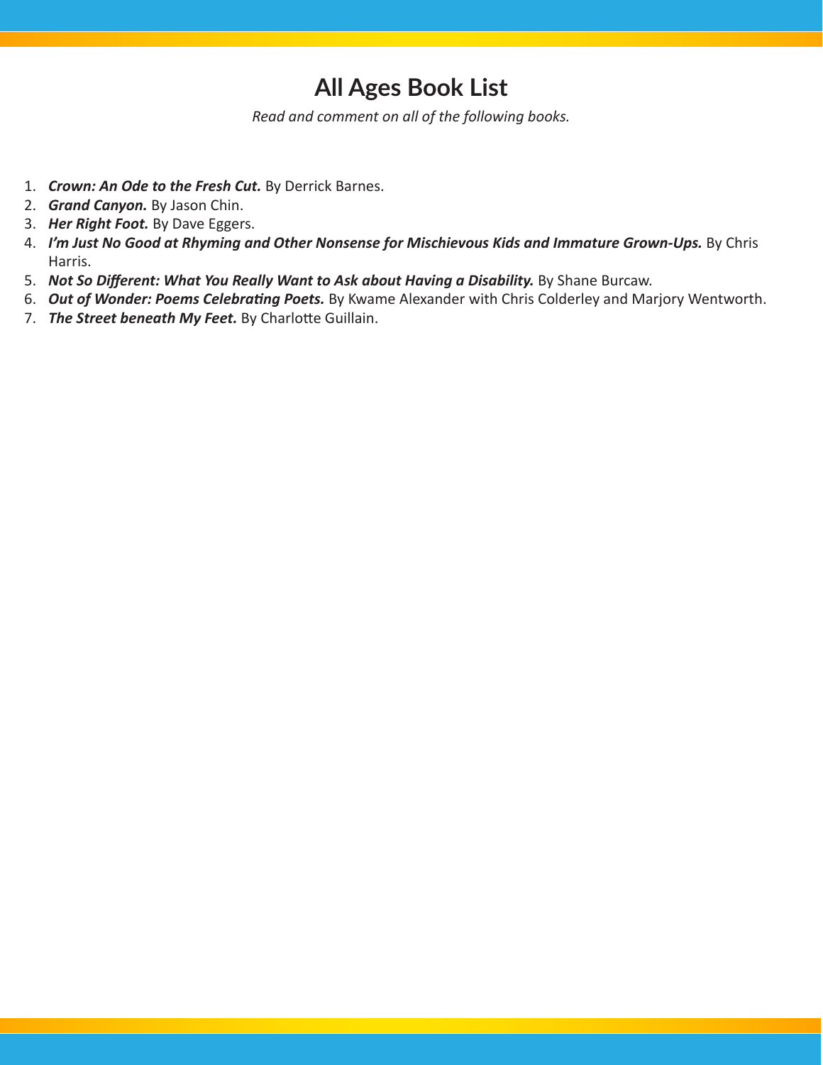# All Ages Book List

*Read and comment on all of the following books.*

1. ***Crown: An Ode to the Fresh Cut.*** By Derrick Barnes.
2. ***Grand Canyon.*** By Jason Chin.
3. ***Her Right Foot.*** By Dave Eggers.
4. ***I'm Just No Good at Rhyming and Other Nonsense for Mischievous Kids and Immature Grown-Ups.*** By Chris Harris.
5. ***Not So Different: What You Really Want to Ask about Having a Disability.*** By Shane Burcaw.
6. ***Out of Wonder: Poems Celebrating Poets.*** By Kwame Alexander with Chris Colderley and Marjory Wentworth.
7. ***The Street beneath My Feet.*** By Charlotte Guillain.